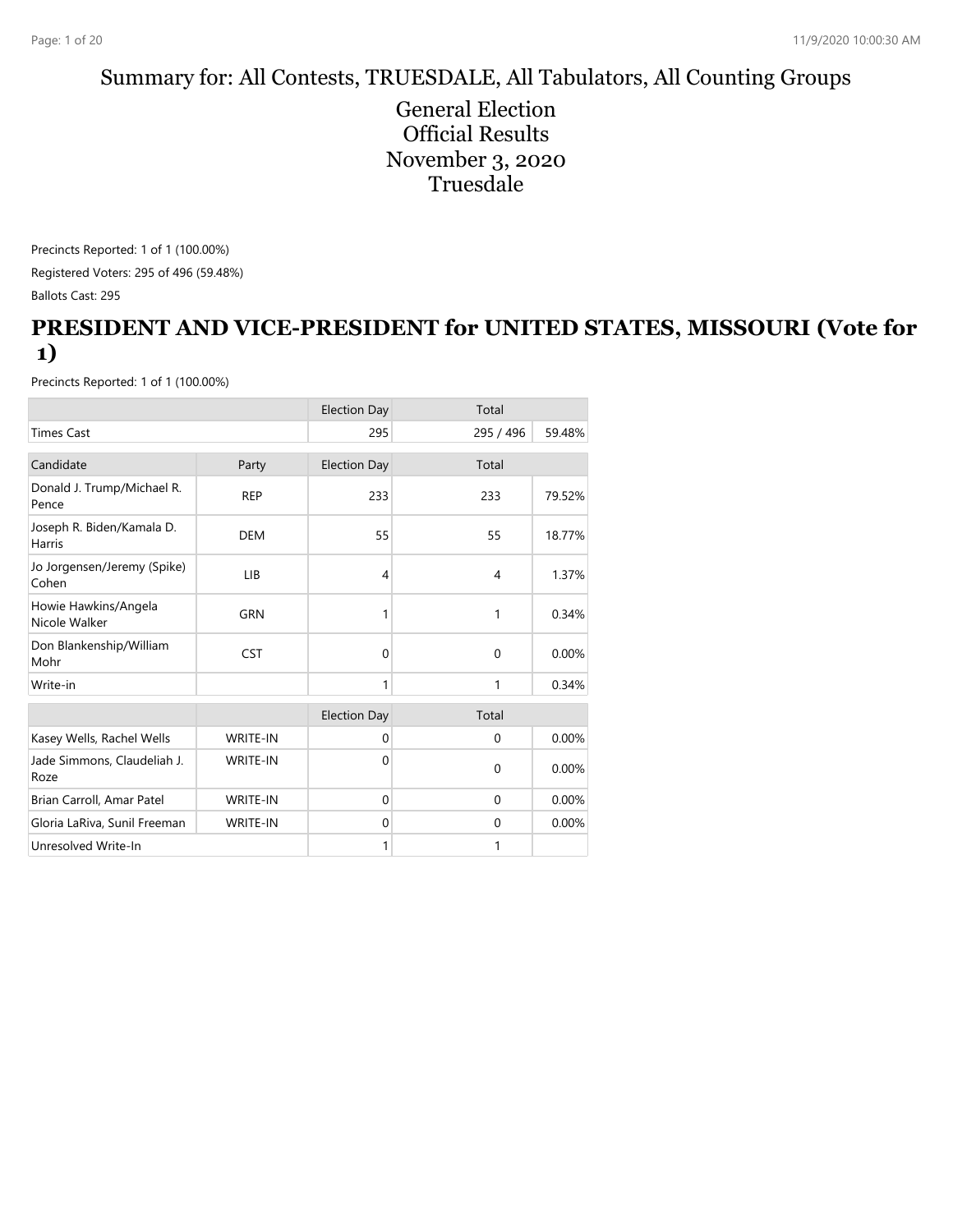# Summary for: All Contests, TRUESDALE, All Tabulators, All Counting Groups

## General Election
## Official Results
## November 3, 2020
## Truesdale

Precincts Reported: 1 of 1 (100.00%)

Registered Voters: 295 of 496 (59.48%)

Ballots Cast: 295

## PRESIDENT AND VICE-PRESIDENT for UNITED STATES, MISSOURI (Vote for 1)

Precincts Reported: 1 of 1 (100.00%)

| | | Election Day | Total | |
|---|---|---|---|---|
| Times Cast | | 295 | 295 / 496 | 59.48% |

| Candidate | Party | Election Day | Total | |
|---|---|---|---|---|
| Donald J. Trump/Michael R. Pence | REP | 233 | 233 | 79.52% |
| Joseph R. Biden/Kamala D. Harris | DEM | 55 | 55 | 18.77% |
| Jo Jorgensen/Jeremy (Spike) Cohen | LIB | 4 | 4 | 1.37% |
| Howie Hawkins/Angela Nicole Walker | GRN | 1 | 1 | 0.34% |
| Don Blankenship/William Mohr | CST | 0 | 0 | 0.00% |
| Write-in | | 1 | 1 | 0.34% |

| | | Election Day | Total | |
|---|---|---|---|---|
| Kasey Wells, Rachel Wells | WRITE-IN | 0 | 0 | 0.00% |
| Jade Simmons, Claudeliah J. Roze | WRITE-IN | 0 | 0 | 0.00% |
| Brian Carroll, Amar Patel | WRITE-IN | 0 | 0 | 0.00% |
| Gloria LaRiva, Sunil Freeman | WRITE-IN | 0 | 0 | 0.00% |
| Unresolved Write-In | | 1 | 1 | |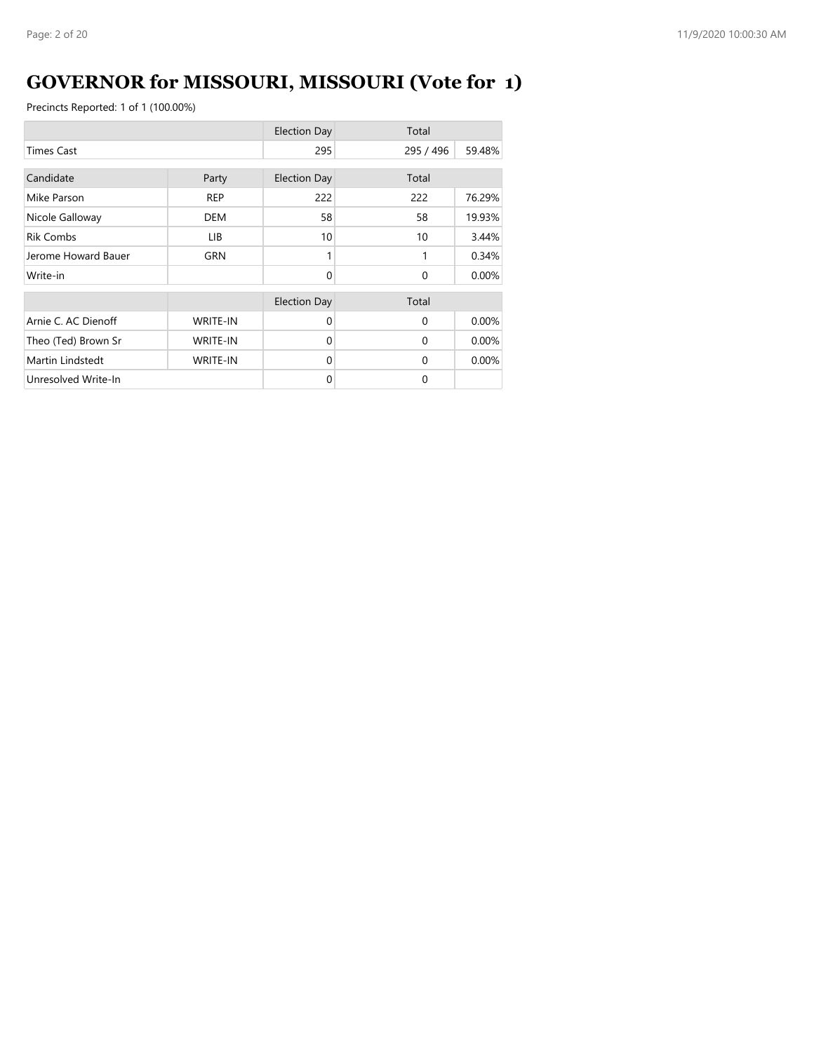# GOVERNOR for MISSOURI, MISSOURI (Vote for 1)

Precincts Reported: 1 of 1 (100.00%)

| | | Election Day | Total | |
|---|---|---|---|---|
| Times Cast | | 295 | 295 / 496 | 59.48% |

| Candidate | Party | Election Day | Total | |
|---|---|---|---|---|
| Mike Parson | REP | 222 | 222 | 76.29% |
| Nicole Galloway | DEM | 58 | 58 | 19.93% |
| Rik Combs | LIB | 10 | 10 | 3.44% |
| Jerome Howard Bauer | GRN | 1 | 1 | 0.34% |
| Write-in | | 0 | 0 | 0.00% |

| | | Election Day | Total | |
|---|---|---|---|---|
| Arnie C. AC Dienoff | WRITE-IN | 0 | 0 | 0.00% |
| Theo (Ted) Brown Sr | WRITE-IN | 0 | 0 | 0.00% |
| Martin Lindstedt | WRITE-IN | 0 | 0 | 0.00% |
| Unresolved Write-In | | 0 | 0 | |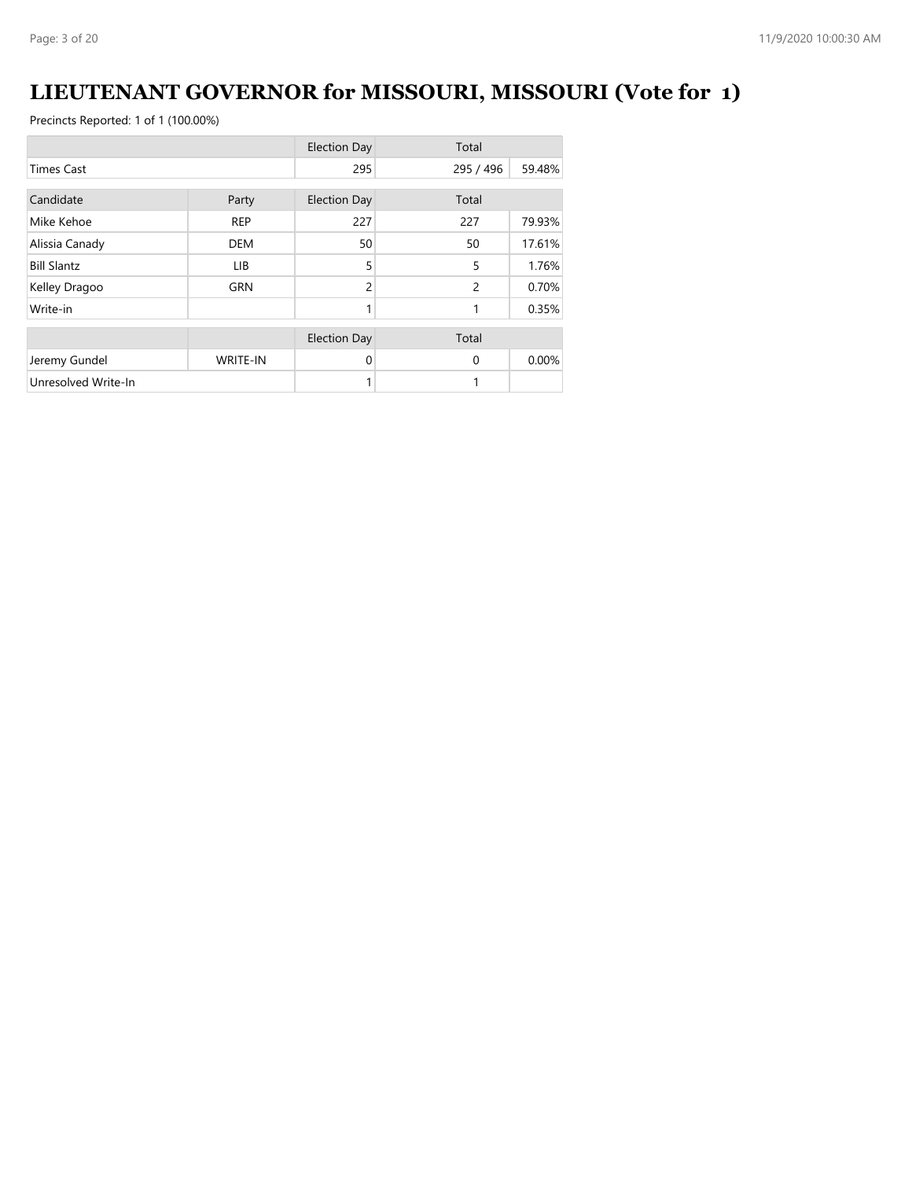# LIEUTENANT GOVERNOR for MISSOURI, MISSOURI (Vote for 1)

Precincts Reported: 1 of 1 (100.00%)

| | | Election Day | Total | |
|---|---|---|---|---|
| Times Cast | | 295 | 295 / 496 | 59.48% |

| Candidate | Party | Election Day | Total | |
|---|---|---|---|---|
| Mike Kehoe | REP | 227 | 227 | 79.93% |
| Alissia Canady | DEM | 50 | 50 | 17.61% |
| Bill Slantz | LIB | 5 | 5 | 1.76% |
| Kelley Dragoo | GRN | 2 | 2 | 0.70% |
| Write-in | | 1 | 1 | 0.35% |

| | | Election Day | Total | |
|---|---|---|---|---|
| Jeremy Gundel | WRITE-IN | 0 | 0 | 0.00% |
| Unresolved Write-In | | 1 | 1 | |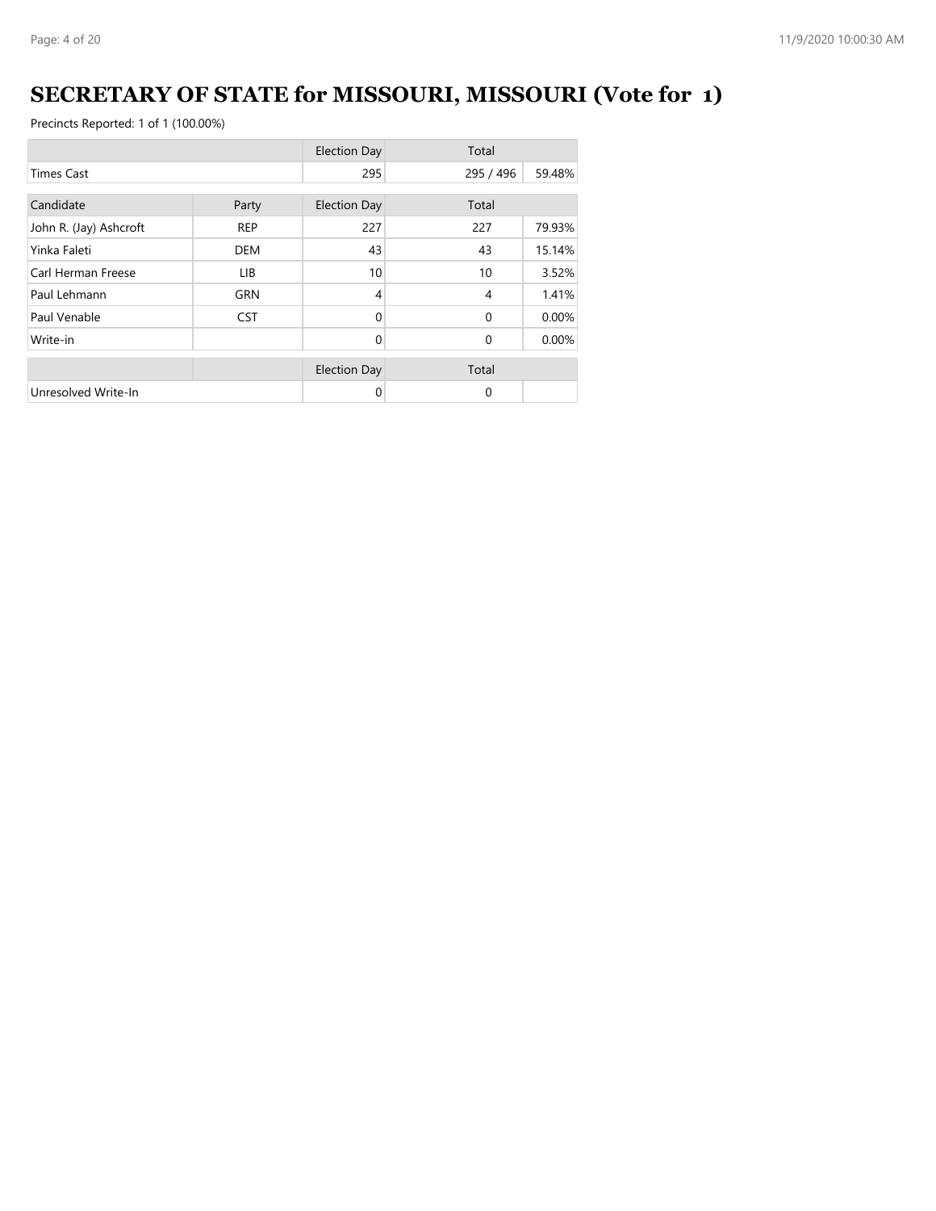# SECRETARY OF STATE for MISSOURI, MISSOURI (Vote for 1)

Precincts Reported: 1 of 1 (100.00%)

| | | Election Day | Total | |
|---|---|---|---|---|
| Times Cast | | 295 | 295 / 496 | 59.48% |

| Candidate | Party | Election Day | Total | |
|---|---|---|---|---|
| John R. (Jay) Ashcroft | REP | 227 | 227 | 79.93% |
| Yinka Faleti | DEM | 43 | 43 | 15.14% |
| Carl Herman Freese | LIB | 10 | 10 | 3.52% |
| Paul Lehmann | GRN | 4 | 4 | 1.41% |
| Paul Venable | CST | 0 | 0 | 0.00% |
| Write-in | | 0 | 0 | 0.00% |

| | | Election Day | Total | |
|---|---|---|---|---|
| Unresolved Write-In | | 0 | 0 | |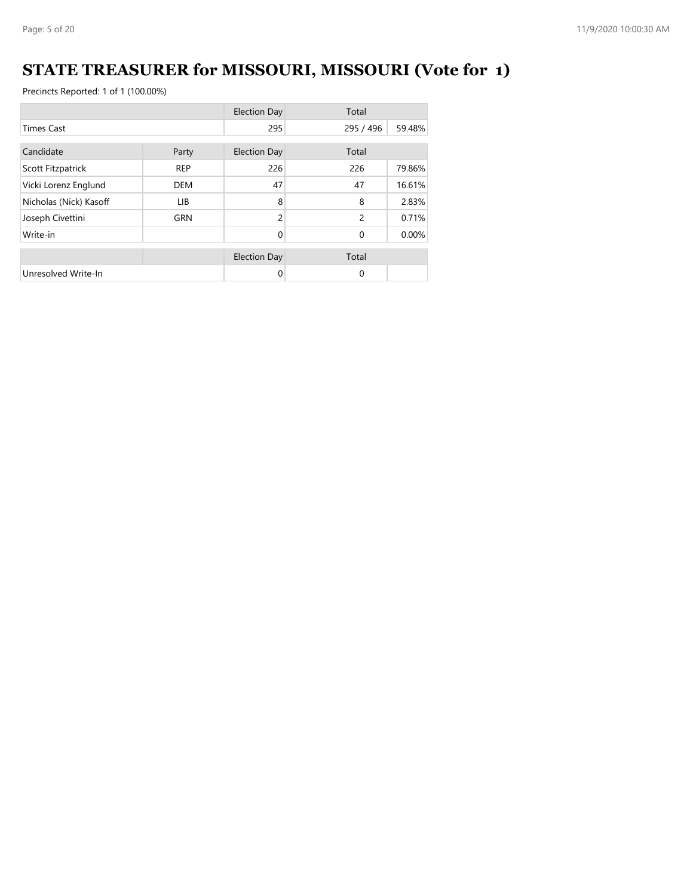# STATE TREASURER for MISSOURI, MISSOURI (Vote for 1)

Precincts Reported: 1 of 1 (100.00%)

| | | Election Day | Total | |
|---|---|---|---|---|
| Times Cast | | 295 | 295 / 496 | 59.48% |

| Candidate | Party | Election Day | Total | |
|---|---|---|---|---|
| Scott Fitzpatrick | REP | 226 | 226 | 79.86% |
| Vicki Lorenz Englund | DEM | 47 | 47 | 16.61% |
| Nicholas (Nick) Kasoff | LIB | 8 | 8 | 2.83% |
| Joseph Civettini | GRN | 2 | 2 | 0.71% |
| Write-in | | 0 | 0 | 0.00% |

| | | Election Day | Total | |
|---|---|---|---|---|
| Unresolved Write-In | | 0 | 0 | |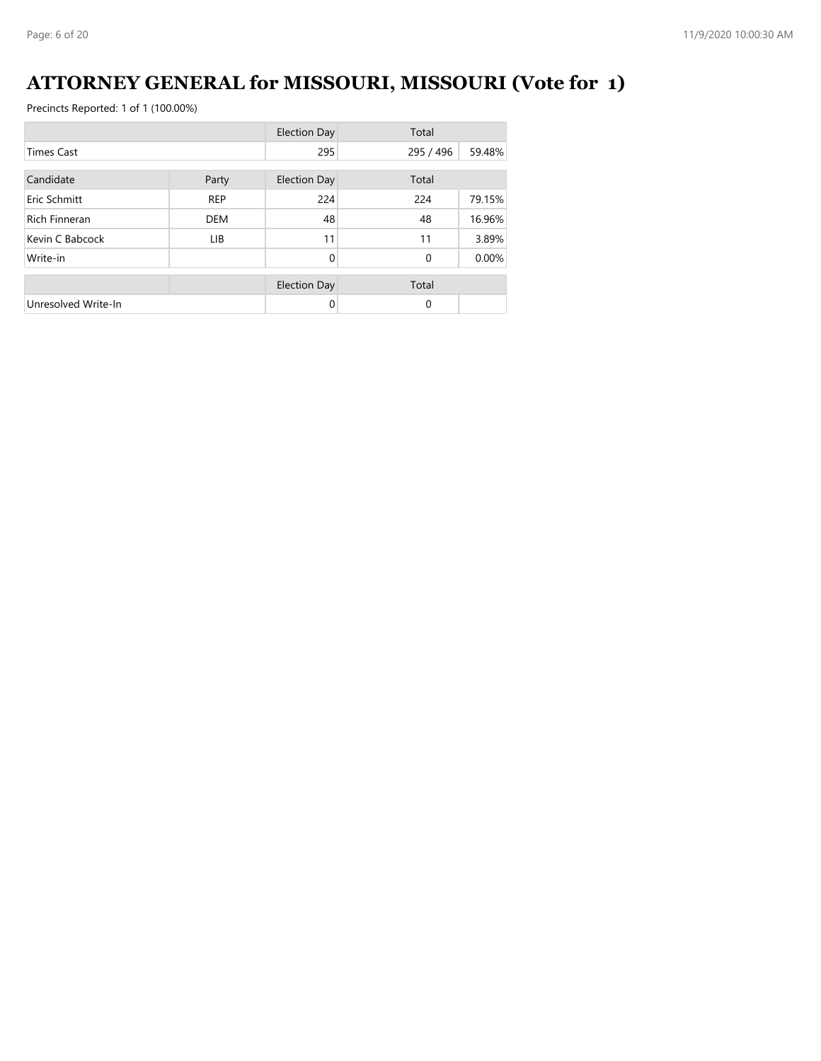# ATTORNEY GENERAL for MISSOURI, MISSOURI (Vote for 1)

Precincts Reported: 1 of 1 (100.00%)

| | | Election Day | Total | |
|---|---|---|---|---|
| Times Cast | | 295 | 295 / 496 | 59.48% |

| Candidate | Party | Election Day | Total | |
|---|---|---|---|---|
| Eric Schmitt | REP | 224 | 224 | 79.15% |
| Rich Finneran | DEM | 48 | 48 | 16.96% |
| Kevin C Babcock | LIB | 11 | 11 | 3.89% |
| Write-in | | 0 | 0 | 0.00% |

| | | Election Day | Total | |
|---|---|---|---|---|
| Unresolved Write-In | | 0 | 0 | |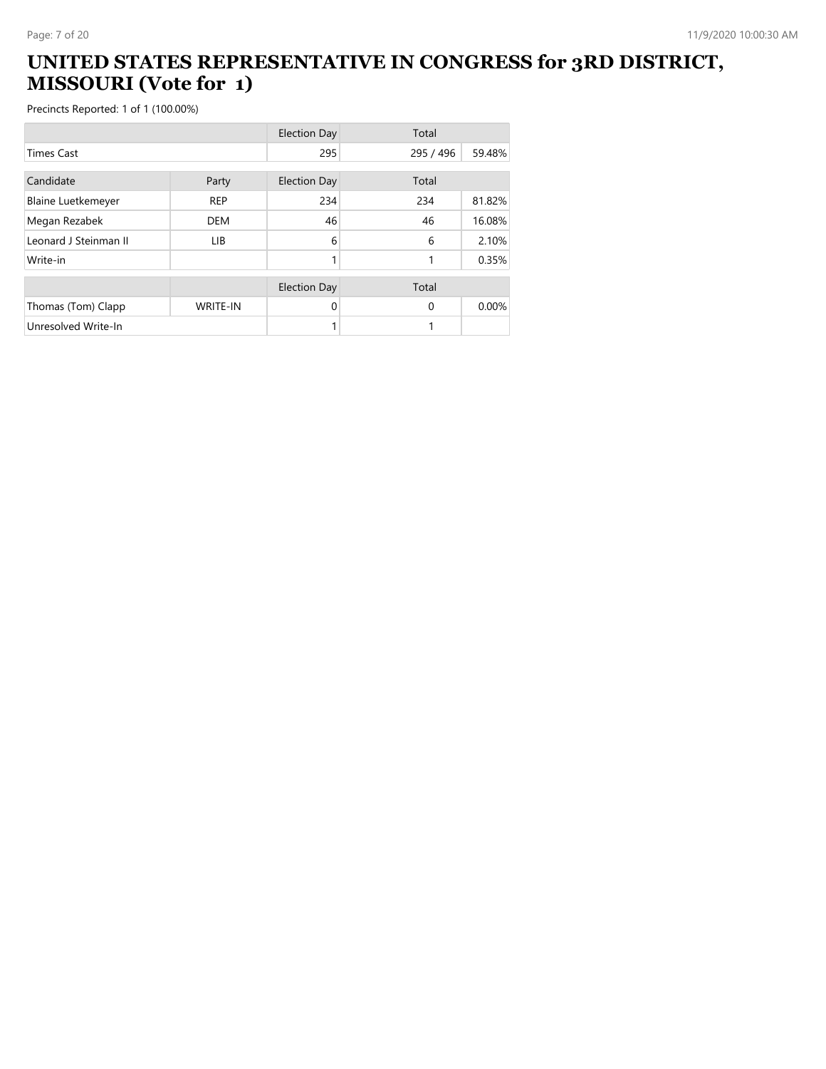# UNITED STATES REPRESENTATIVE IN CONGRESS for 3RD DISTRICT, MISSOURI (Vote for 1)

Precincts Reported: 1 of 1 (100.00%)

| | | Election Day | Total | |
|---|---|---|---|---|
| Times Cast | | 295 | 295 / 496 | 59.48% |

| Candidate | Party | Election Day | Total | |
|---|---|---|---|---|
| Blaine Luetkemeyer | REP | 234 | 234 | 81.82% |
| Megan Rezabek | DEM | 46 | 46 | 16.08% |
| Leonard J Steinman II | LIB | 6 | 6 | 2.10% |
| Write-in | | 1 | 1 | 0.35% |

| | | Election Day | Total | |
|---|---|---|---|---|
| Thomas (Tom) Clapp | WRITE-IN | 0 | 0 | 0.00% |
| Unresolved Write-In | | 1 | 1 | |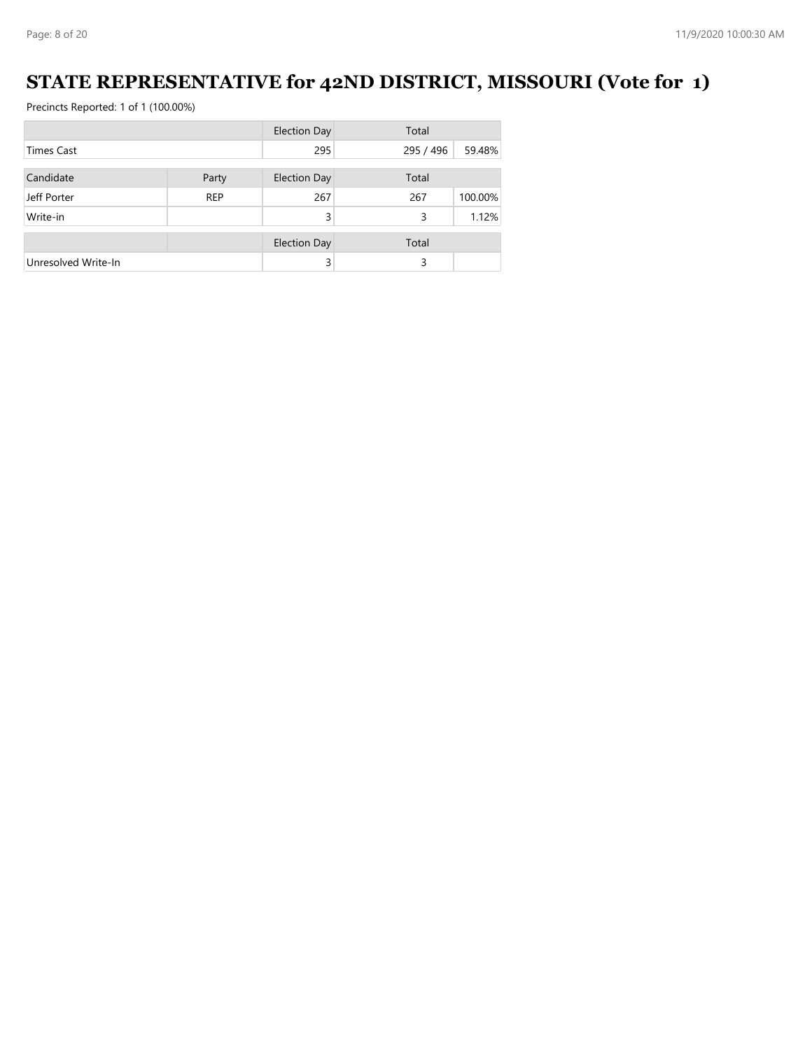# STATE REPRESENTATIVE for 42ND DISTRICT, MISSOURI (Vote for 1)

Precincts Reported: 1 of 1 (100.00%)

| | | Election Day | Total | |
|---|---|---|---|---|
| Times Cast | | 295 | 295 / 496 | 59.48% |

| Candidate | Party | Election Day | Total | |
|---|---|---|---|---|
| Jeff Porter | REP | 267 | 267 | 100.00% |
| Write-in | | 3 | 3 | 1.12% |

| | | Election Day | Total | |
|---|---|---|---|---|
| Unresolved Write-In | | 3 | 3 | |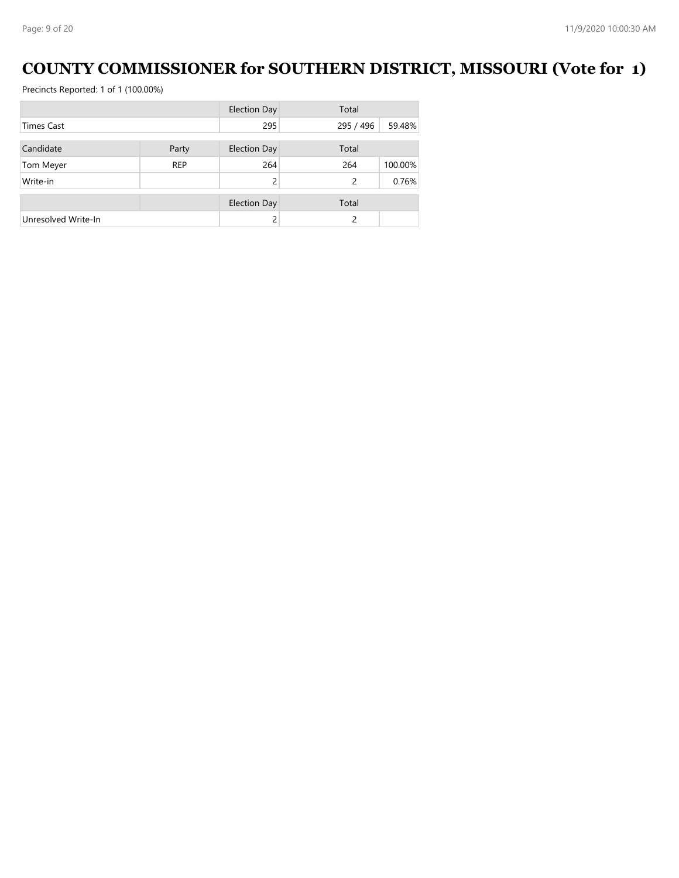# COUNTY COMMISSIONER for SOUTHERN DISTRICT, MISSOURI (Vote for 1)

Precincts Reported: 1 of 1 (100.00%)

| | | Election Day | Total | |
|---|---|---|---|---|
| Times Cast | | 295 | 295 / 496 | 59.48% |

| Candidate | Party | Election Day | Total | |
|---|---|---|---|---|
| Tom Meyer | REP | 264 | 264 | 100.00% |
| Write-in | | 2 | 2 | 0.76% |

| | | Election Day | Total | |
|---|---|---|---|---|
| Unresolved Write-In | | 2 | 2 | |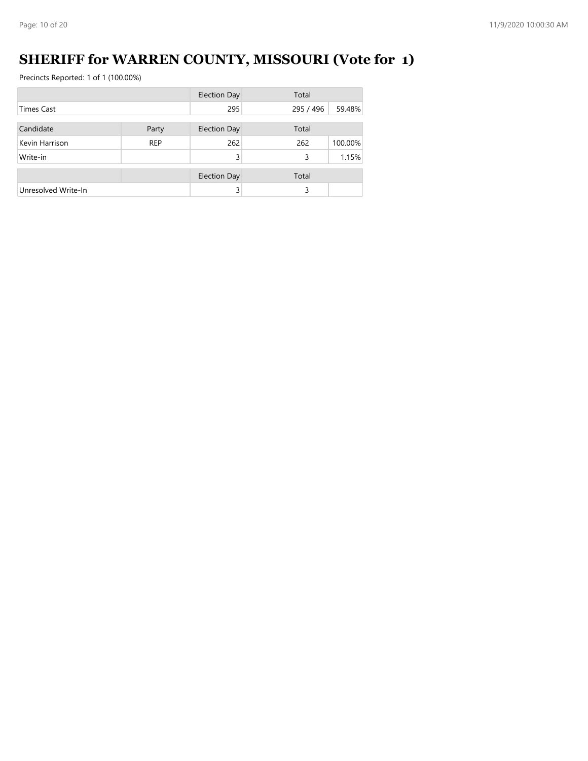# SHERIFF for WARREN COUNTY, MISSOURI (Vote for 1)

Precincts Reported: 1 of 1 (100.00%)

| | | Election Day | Total | |
|---|---|---|---|---|
| Times Cast | | 295 | 295 / 496 | 59.48% |

| Candidate | Party | Election Day | Total | |
|---|---|---|---|---|
| Kevin Harrison | REP | 262 | 262 | 100.00% |
| Write-in | | 3 | 3 | 1.15% |

| | | Election Day | Total | |
|---|---|---|---|---|
| Unresolved Write-In | | 3 | 3 | |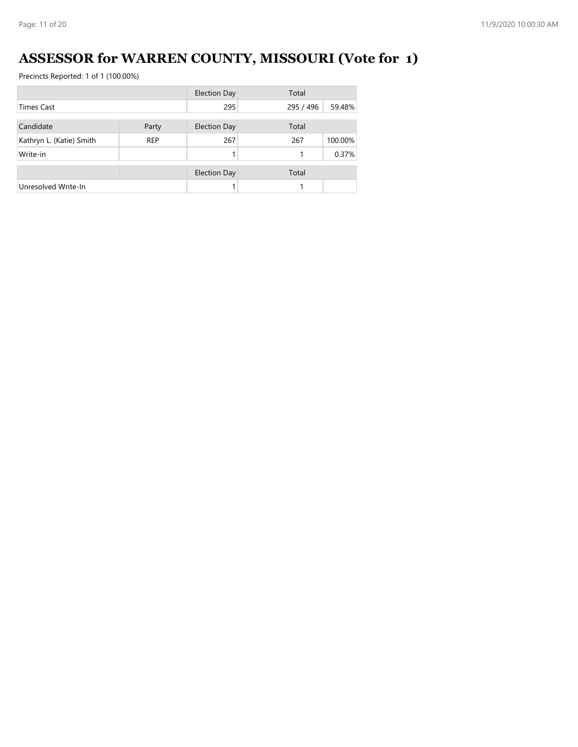# ASSESSOR for WARREN COUNTY, MISSOURI (Vote for 1)

Precincts Reported: 1 of 1 (100.00%)

| | | Election Day | Total | |
|---|---|---|---|---|
| Times Cast | | 295 | 295 / 496 | 59.48% |

| Candidate | Party | Election Day | Total | |
|---|---|---|---|---|
| Kathryn L. (Katie) Smith | REP | 267 | 267 | 100.00% |
| Write-in | | 1 | 1 | 0.37% |

| | | Election Day | Total | |
|---|---|---|---|---|
| Unresolved Write-In | | 1 | 1 | |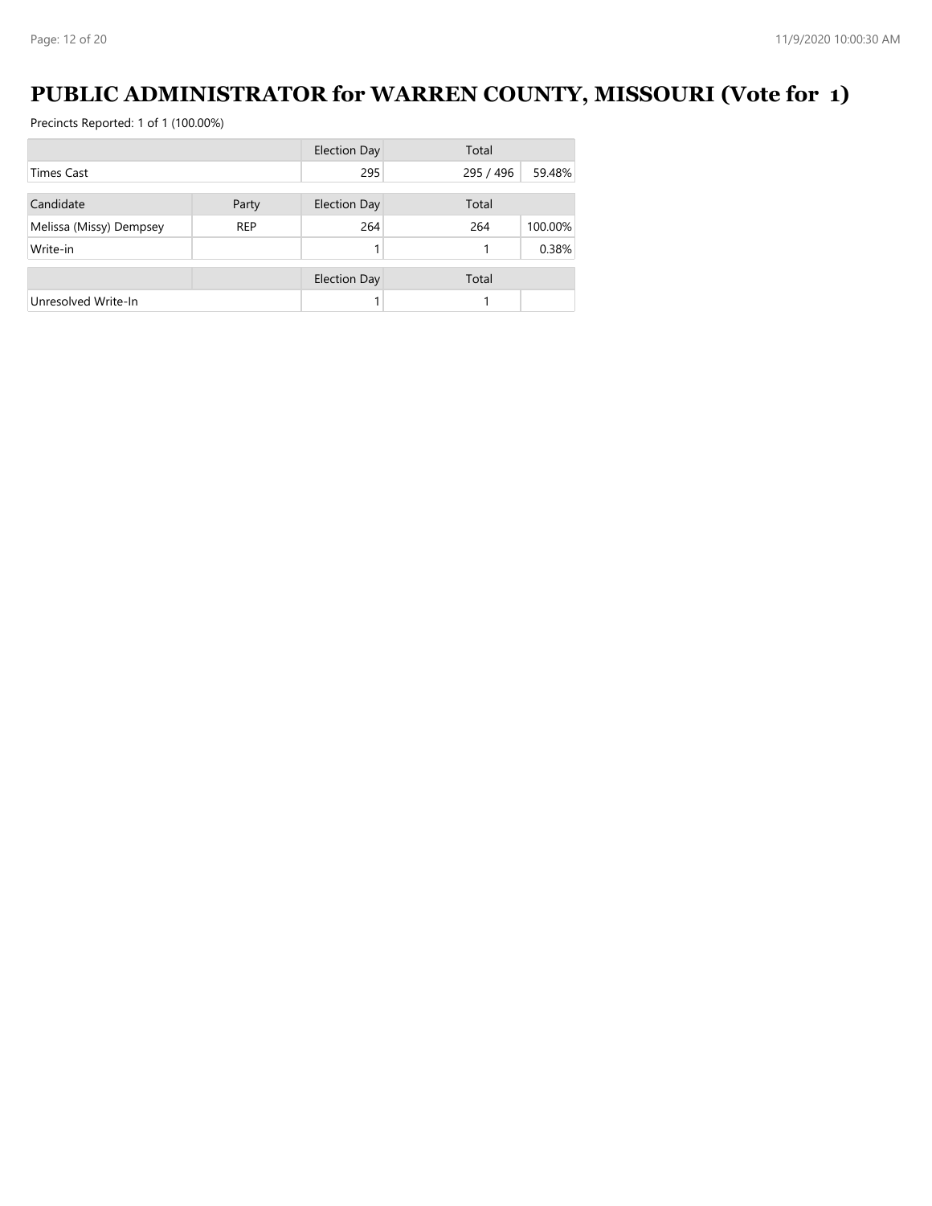# PUBLIC ADMINISTRATOR for WARREN COUNTY, MISSOURI (Vote for 1)

Precincts Reported: 1 of 1 (100.00%)

| | | Election Day | Total | |
|---|---|---|---|---|
| Times Cast | | 295 | 295 / 496 | 59.48% |

| Candidate | Party | Election Day | Total | |
|---|---|---|---|---|
| Melissa (Missy) Dempsey | REP | 264 | 264 | 100.00% |
| Write-in | | 1 | 1 | 0.38% |

| | | Election Day | Total | |
|---|---|---|---|---|
| Unresolved Write-In | | 1 | 1 | |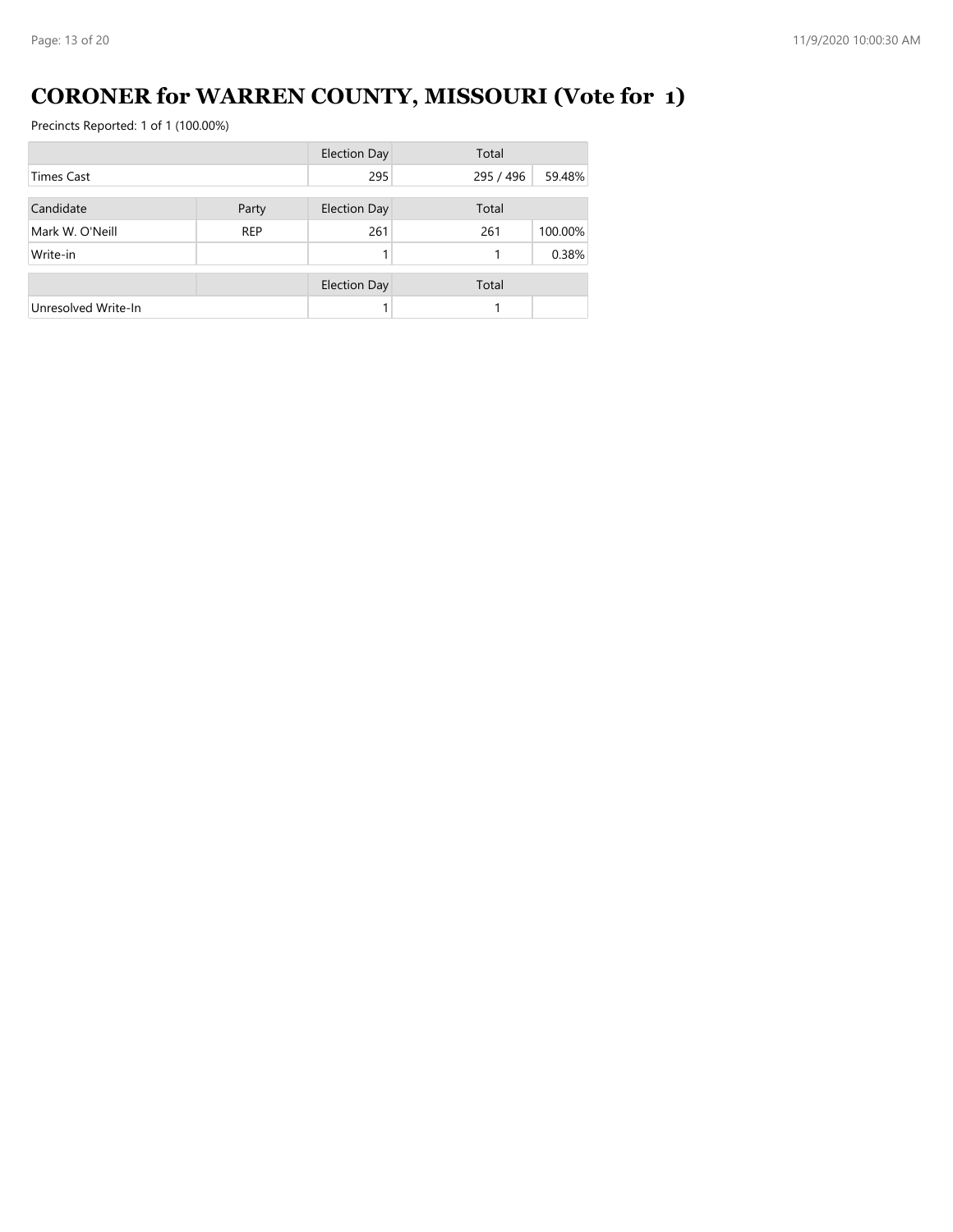# CORONER for WARREN COUNTY, MISSOURI (Vote for 1)

Precincts Reported: 1 of 1 (100.00%)

| | | Election Day | Total | |
|---|---|---|---|---|
| Times Cast | | 295 | 295 / 496 | 59.48% |

| Candidate | Party | Election Day | Total | |
|---|---|---|---|---|
| Mark W. O'Neill | REP | 261 | 261 | 100.00% |
| Write-in | | 1 | 1 | 0.38% |

| | | Election Day | Total | |
|---|---|---|---|---|
| Unresolved Write-In | | 1 | 1 | |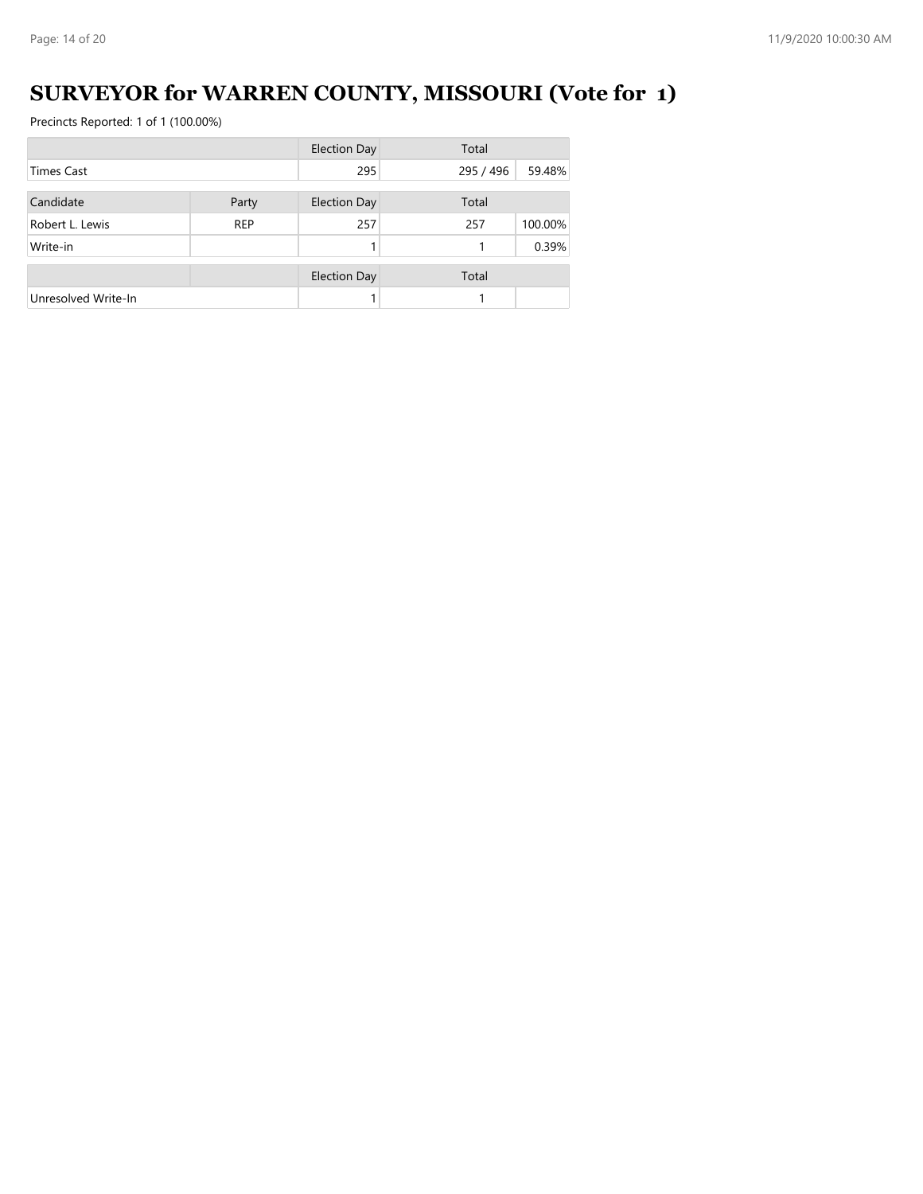# SURVEYOR for WARREN COUNTY, MISSOURI (Vote for 1)

Precincts Reported: 1 of 1 (100.00%)

| | | Election Day | Total | |
|---|---|---|---|---|
| Times Cast | | 295 | 295 / 496 | 59.48% |
| **Candidate** | **Party** | **Election Day** | **Total** | |
| Robert L. Lewis | REP | 257 | 257 | 100.00% |
| Write-in | | 1 | 1 | 0.39% |
| | | **Election Day** | **Total** | |
| Unresolved Write-In | | 1 | 1 | |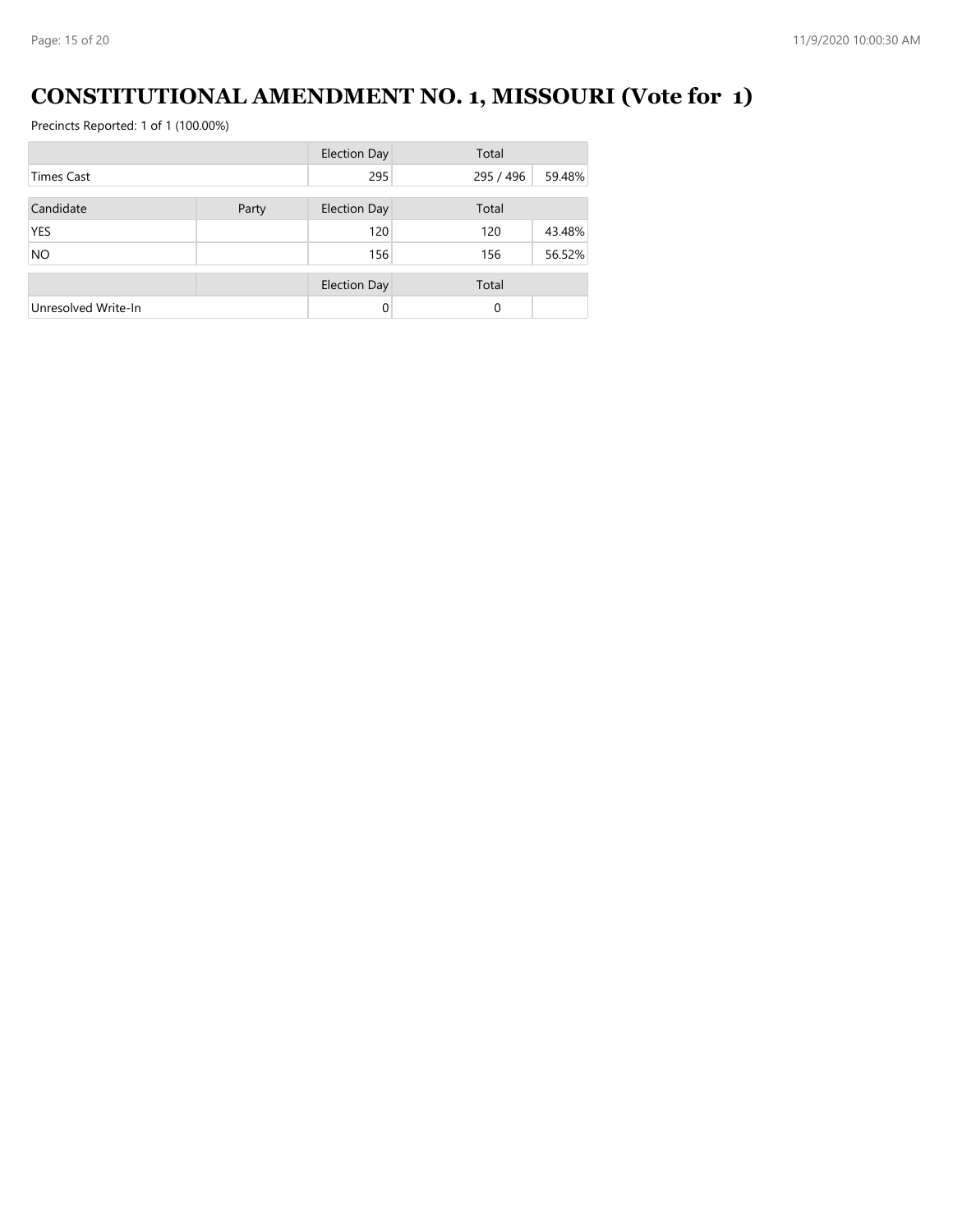# CONSTITUTIONAL AMENDMENT NO. 1, MISSOURI (Vote for 1)

Precincts Reported: 1 of 1 (100.00%)

| | | Election Day | Total | |
|---|---|---|---|---|
| Times Cast | | 295 | 295 / 496 | 59.48% |

| Candidate | Party | Election Day | Total | |
|---|---|---|---|---|
| YES | | 120 | 120 | 43.48% |
| NO | | 156 | 156 | 56.52% |

| | | Election Day | Total | |
|---|---|---|---|---|
| Unresolved Write-In | | 0 | 0 | |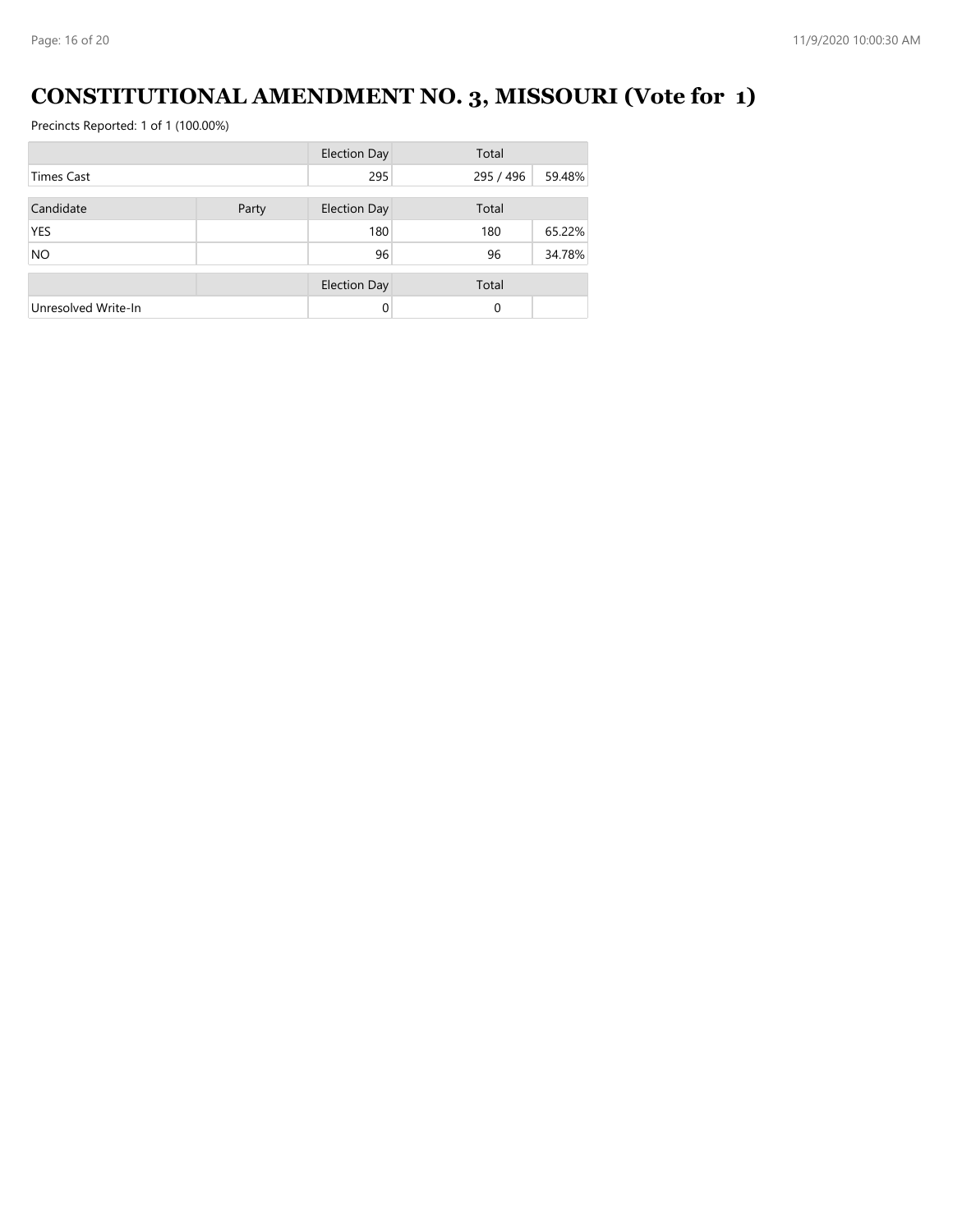# CONSTITUTIONAL AMENDMENT NO. 3, MISSOURI (Vote for 1)

Precincts Reported: 1 of 1 (100.00%)

| | | Election Day | Total | |
|---|---|---|---|---|
| Times Cast | | 295 | 295 / 496 | 59.48% |

| Candidate | Party | Election Day | Total | |
|---|---|---|---|---|
| YES | | 180 | 180 | 65.22% |
| NO | | 96 | 96 | 34.78% |

| | | Election Day | Total | |
|---|---|---|---|---|
| Unresolved Write-In | | 0 | 0 | |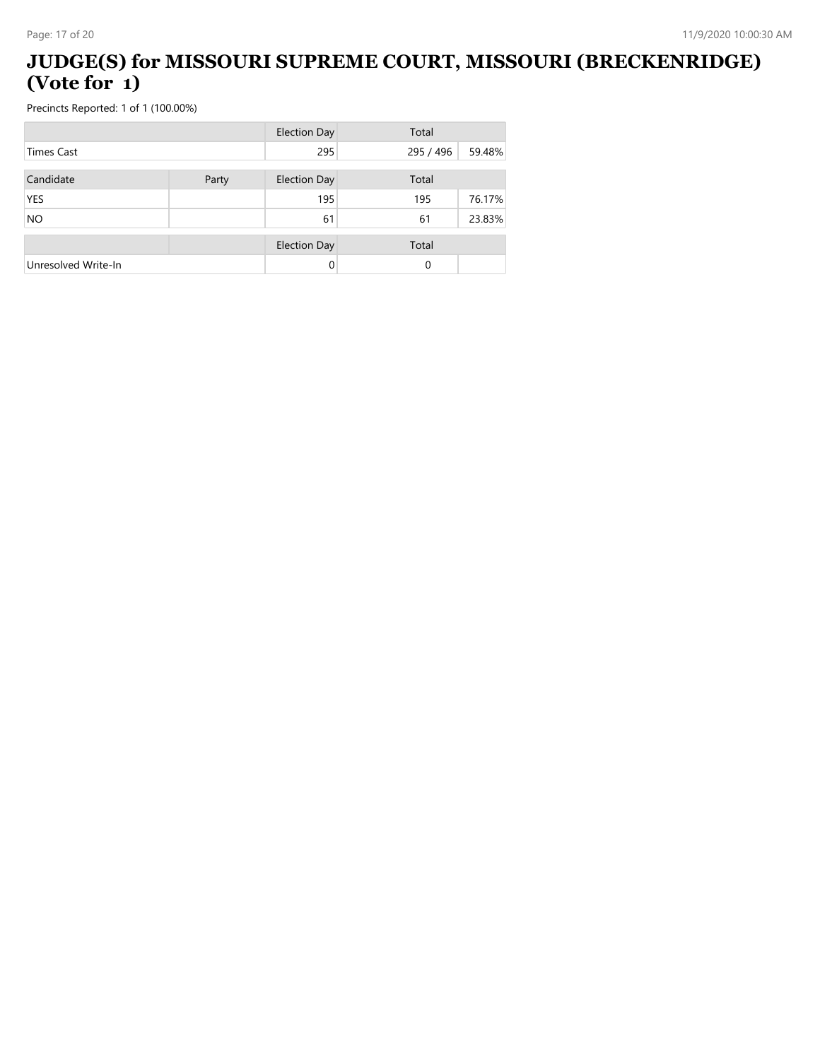# JUDGE(S) for MISSOURI SUPREME COURT, MISSOURI (BRECKENRIDGE) (Vote for 1)

Precincts Reported: 1 of 1 (100.00%)

| | | Election Day | Total | |
|---|---|---|---|---|
| Times Cast | | 295 | 295 / 496 | 59.48% |

| Candidate | Party | Election Day | Total | |
|---|---|---|---|---|
| YES | | 195 | 195 | 76.17% |
| NO | | 61 | 61 | 23.83% |

| | | Election Day | Total | |
|---|---|---|---|---|
| Unresolved Write-In | | 0 | 0 | |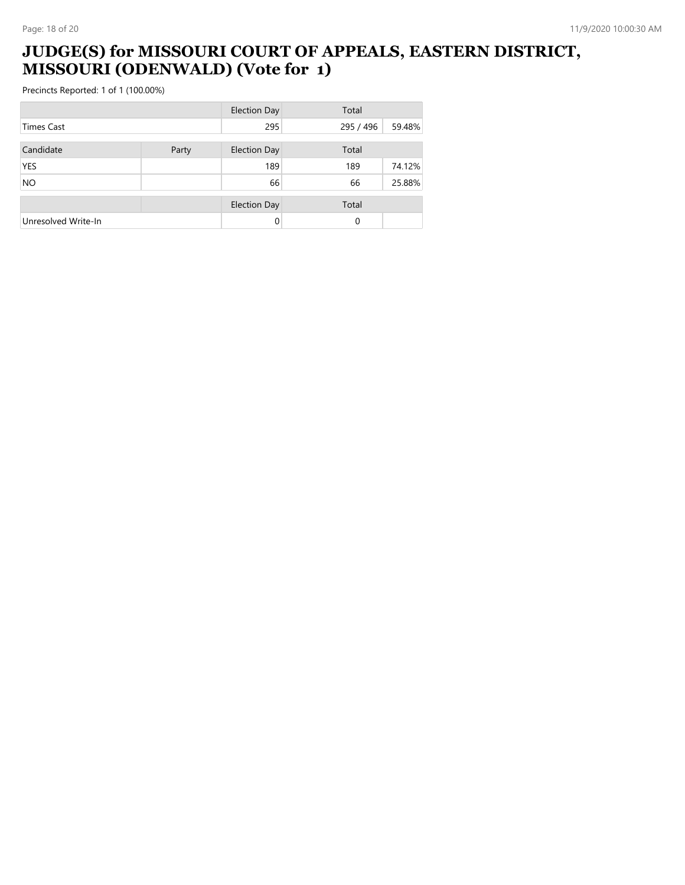# JUDGE(S) for MISSOURI COURT OF APPEALS, EASTERN DISTRICT, MISSOURI (ODENWALD) (Vote for 1)

Precincts Reported: 1 of 1 (100.00%)

| | | Election Day | Total | |
|---|---|---|---|---|
| Times Cast | | 295 | 295 / 496 | 59.48% |

| Candidate | Party | Election Day | Total | |
|---|---|---|---|---|
| YES | | 189 | 189 | 74.12% |
| NO | | 66 | 66 | 25.88% |

| | | Election Day | Total | |
|---|---|---|---|---|
| Unresolved Write-In | | 0 | 0 | |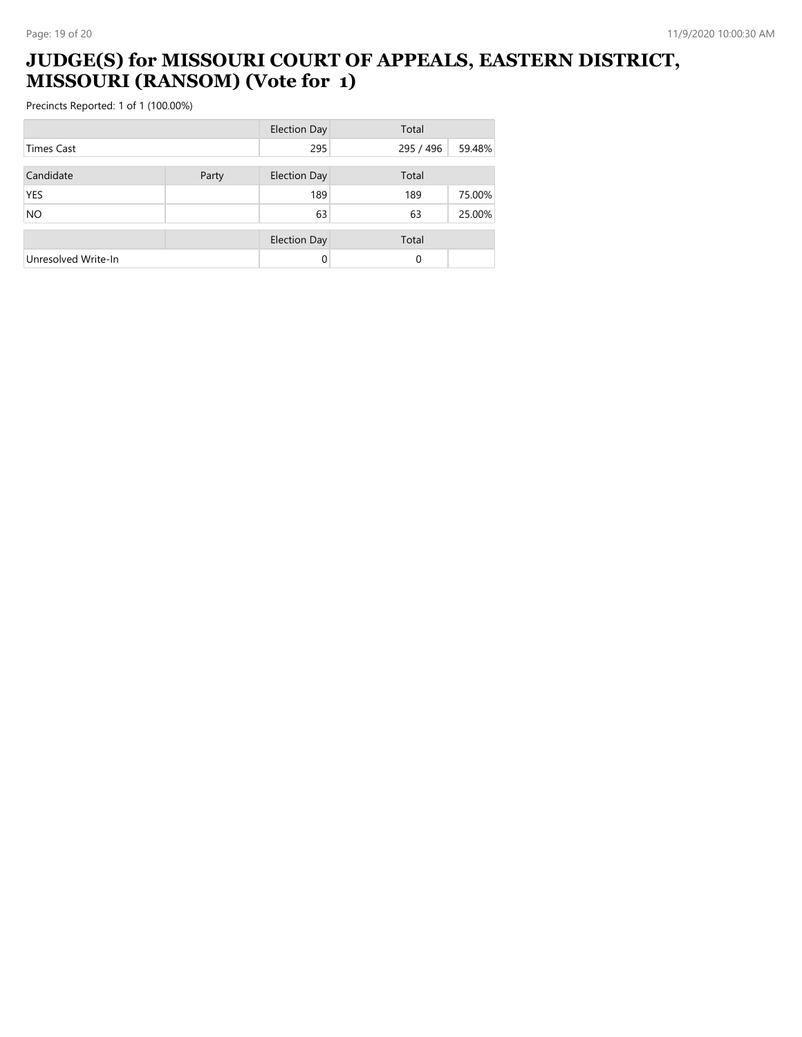# JUDGE(S) for MISSOURI COURT OF APPEALS, EASTERN DISTRICT, MISSOURI (RANSOM) (Vote for 1)

Precincts Reported: 1 of 1 (100.00%)

| | | Election Day | Total | |
|---|---|---|---|---|
| Times Cast | | 295 | 295 / 496 | 59.48% |

| Candidate | Party | Election Day | Total | |
|---|---|---|---|---|
| YES | | 189 | 189 | 75.00% |
| NO | | 63 | 63 | 25.00% |

| | | Election Day | Total | |
|---|---|---|---|---|
| Unresolved Write-In | | 0 | 0 | |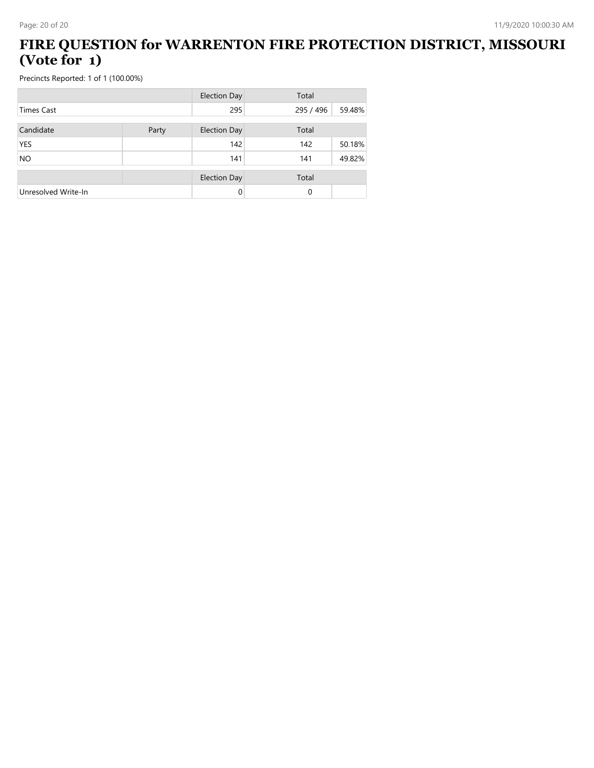# FIRE QUESTION for WARRENTON FIRE PROTECTION DISTRICT, MISSOURI (Vote for 1)

Precincts Reported: 1 of 1 (100.00%)

| | | Election Day | Total | |
|---|---|---|---|---|
| Times Cast | | 295 | 295 / 496 | 59.48% |

| Candidate | Party | Election Day | Total | |
|---|---|---|---|---|
| YES | | 142 | 142 | 50.18% |
| NO | | 141 | 141 | 49.82% |

| | | Election Day | Total | |
|---|---|---|---|---|
| Unresolved Write-In | | 0 | 0 | |